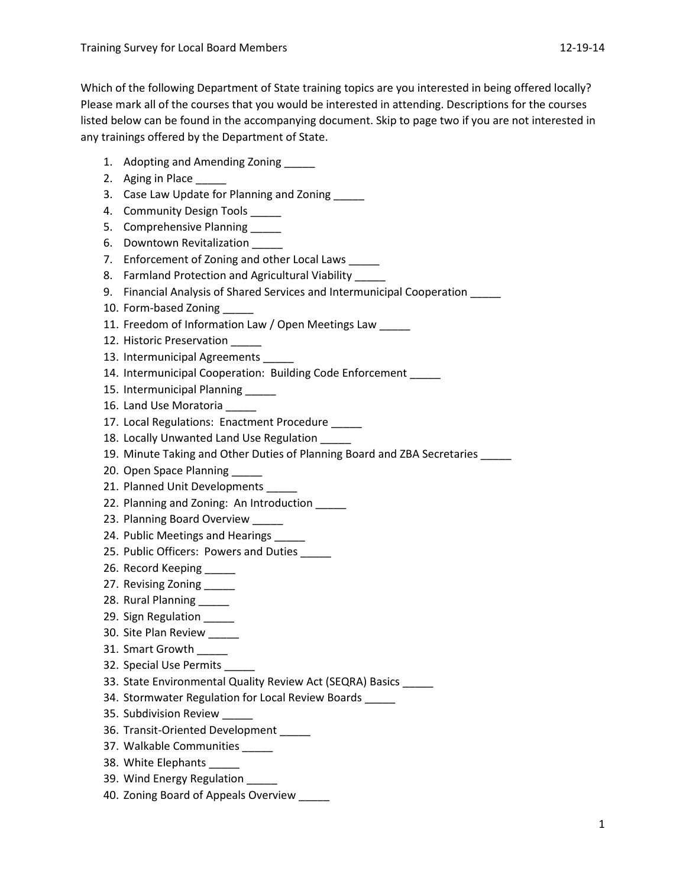# Training Survey for Local Board Members

12-19-14

Which of the following Department of State training topics are you interested in being offered locally? Please mark all of the courses that you would be interested in attending. Descriptions for the courses listed below can be found in the accompanying document. Skip to page two if you are not interested in any trainings offered by the Department of State.

1. Adopting and Amending Zoning _____
2. Aging in Place _____
3. Case Law Update for Planning and Zoning _____
4. Community Design Tools _____
5. Comprehensive Planning _____
6. Downtown Revitalization _____
7. Enforcement of Zoning and other Local Laws _____
8. Farmland Protection and Agricultural Viability _____
9. Financial Analysis of Shared Services and Intermunicipal Cooperation _____
10. Form-based Zoning _____
11. Freedom of Information Law / Open Meetings Law _____
12. Historic Preservation _____
13. Intermunicipal Agreements _____
14. Intermunicipal Cooperation: Building Code Enforcement _____
15. Intermunicipal Planning _____
16. Land Use Moratoria _____
17. Local Regulations: Enactment Procedure _____
18. Locally Unwanted Land Use Regulation _____
19. Minute Taking and Other Duties of Planning Board and ZBA Secretaries _____
20. Open Space Planning _____
21. Planned Unit Developments _____
22. Planning and Zoning: An Introduction _____
23. Planning Board Overview _____
24. Public Meetings and Hearings _____
25. Public Officers: Powers and Duties _____
26. Record Keeping _____
27. Revising Zoning _____
28. Rural Planning _____
29. Sign Regulation _____
30. Site Plan Review _____
31. Smart Growth _____
32. Special Use Permits _____
33. State Environmental Quality Review Act (SEQRA) Basics _____
34. Stormwater Regulation for Local Review Boards _____
35. Subdivision Review _____
36. Transit-Oriented Development _____
37. Walkable Communities _____
38. White Elephants _____
39. Wind Energy Regulation _____
40. Zoning Board of Appeals Overview _____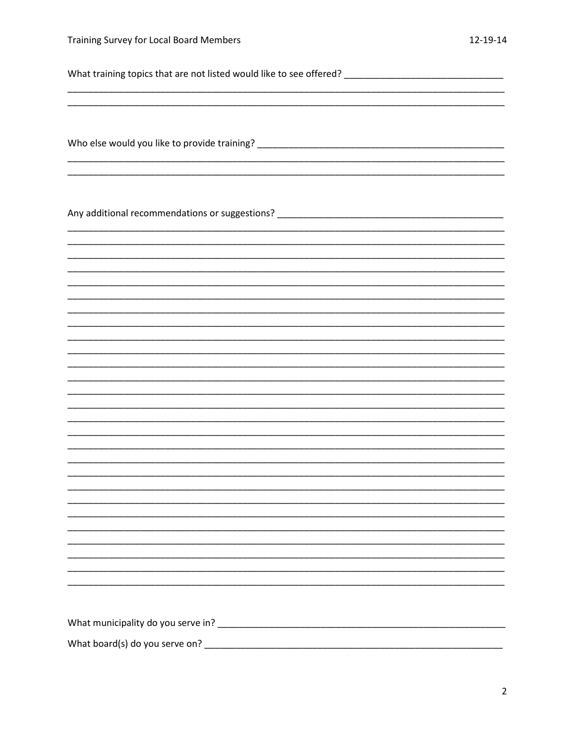What training topics that are not listed would like to see offered? ______________________________

_____________________________________________________________________________________

_____________________________________________________________________________________

Who else would you like to provide training? _________________________________________________

_____________________________________________________________________________________

_____________________________________________________________________________________

Any additional recommendations or suggestions? _____________________________________________

_____________________________________________________________________________________

_____________________________________________________________________________________

_____________________________________________________________________________________

_____________________________________________________________________________________

_____________________________________________________________________________________

_____________________________________________________________________________________

_____________________________________________________________________________________

_____________________________________________________________________________________

_____________________________________________________________________________________

_____________________________________________________________________________________

_____________________________________________________________________________________

_____________________________________________________________________________________

_____________________________________________________________________________________

_____________________________________________________________________________________

_____________________________________________________________________________________

_____________________________________________________________________________________

_____________________________________________________________________________________

_____________________________________________________________________________________

_____________________________________________________________________________________

_____________________________________________________________________________________

_____________________________________________________________________________________

_____________________________________________________________________________________

_____________________________________________________________________________________

_____________________________________________________________________________________

_____________________________________________________________________________________

_____________________________________________________________________________________

_____________________________________________________________________________________

_____________________________________________________________________________________

What municipality do you serve in? ________________________________________________________

What board(s) do you serve on? __________________________________________________________